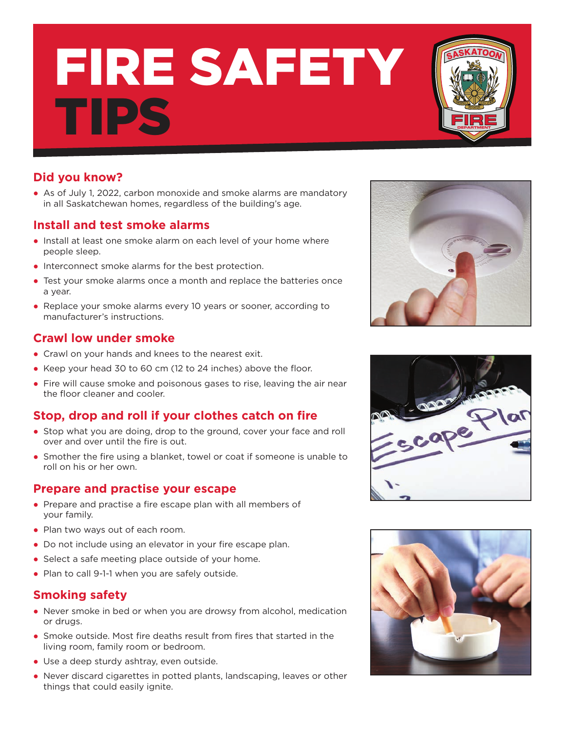# FIRE SAFETY TIPS

## Did you know?

- As of July 1, 2022, carbon monoxide and smoke alarms are mandatory in all Saskatchewan homes, regardless of the building's age.

## Install and test smoke alarms

- Install at least one smoke alarm on each level of your home where people sleep.
- Interconnect smoke alarms for the best protection.
- Test your smoke alarms once a month and replace the batteries once a year.
- Replace your smoke alarms every 10 years or sooner, according to manufacturer's instructions.

## Crawl low under smoke

- Crawl on your hands and knees to the nearest exit.
- Keep your head 30 to 60 cm (12 to 24 inches) above the floor.
- Fire will cause smoke and poisonous gases to rise, leaving the air near the floor cleaner and cooler.

## Stop, drop and roll if your clothes catch on fire

- Stop what you are doing, drop to the ground, cover your face and roll over and over until the fire is out.
- Smother the fire using a blanket, towel or coat if someone is unable to roll on his or her own.

## Prepare and practise your escape

- Prepare and practise a fire escape plan with all members of your family.
- Plan two ways out of each room.
- Do not include using an elevator in your fire escape plan.
- Select a safe meeting place outside of your home.
- Plan to call 9-1-1 when you are safely outside.

## Smoking safety

- Never smoke in bed or when you are drowsy from alcohol, medication or drugs.
- Smoke outside. Most fire deaths result from fires that started in the living room, family room or bedroom.
- Use a deep sturdy ashtray, even outside.
- Never discard cigarettes in potted plants, landscaping, leaves or other things that could easily ignite.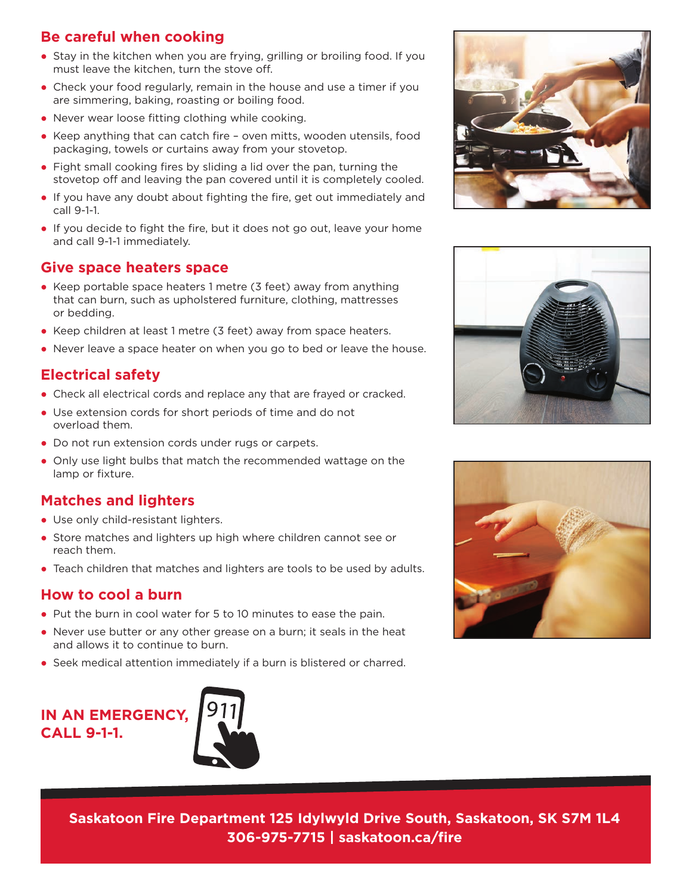## Be careful when cooking

- Stay in the kitchen when you are frying, grilling or broiling food. If you must leave the kitchen, turn the stove off.
- Check your food regularly, remain in the house and use a timer if you are simmering, baking, roasting or boiling food.
- Never wear loose fitting clothing while cooking.
- Keep anything that can catch fire – oven mitts, wooden utensils, food packaging, towels or curtains away from your stovetop.
- Fight small cooking fires by sliding a lid over the pan, turning the stovetop off and leaving the pan covered until it is completely cooled.
- If you have any doubt about fighting the fire, get out immediately and call 9-1-1.
- If you decide to fight the fire, but it does not go out, leave your home and call 9-1-1 immediately.

## Give space heaters space

- Keep portable space heaters 1 metre (3 feet) away from anything that can burn, such as upholstered furniture, clothing, mattresses or bedding.
- Keep children at least 1 metre (3 feet) away from space heaters.
- Never leave a space heater on when you go to bed or leave the house.

## Electrical safety

- Check all electrical cords and replace any that are frayed or cracked.
- Use extension cords for short periods of time and do not overload them.
- Do not run extension cords under rugs or carpets.
- Only use light bulbs that match the recommended wattage on the lamp or fixture.

## Matches and lighters

- Use only child-resistant lighters.
- Store matches and lighters up high where children cannot see or reach them.
- Teach children that matches and lighters are tools to be used by adults.

## How to cool a burn

- Put the burn in cool water for 5 to 10 minutes to ease the pain.
- Never use butter or any other grease on a burn; it seals in the heat and allows it to continue to burn.
- Seek medical attention immediately if a burn is blistered or charred.

**IN AN EMERGENCY, CALL 9-1-1.**

**Saskatoon Fire Department 125 Idylwyld Drive South, Saskatoon, SK S7M 1L4**
**306-975-7715 | saskatoon.ca/fire**